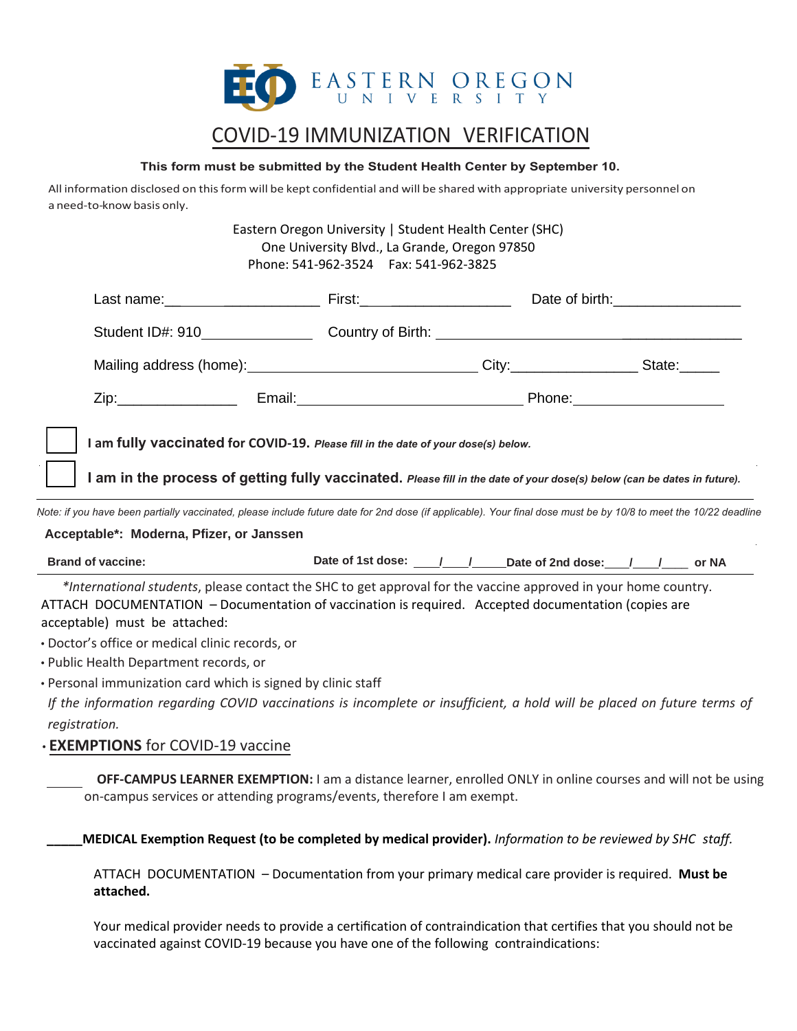EASTERN OREGON UNIVERSITY

# COVID-19 IMMUNIZATION VERIFICATION

**This form must be submitted by the Student Health Center by September 10.**

All information disclosed on this form will be kept confidential and will be shared with appropriate university personnel on a need-to-know basis only.

Eastern Oregon University | Student Health Center (SHC)
One University Blvd., La Grande, Oregon 97850
Phone: 541-962-3524 Fax: 541-962-3825

Last name:________________________ First:____________________ Date of birth:________________

Student ID#: 910______________ Country of Birth: _____________________________________________

Mailing address (home):______________________________ City:________________ State:_____

Zip:_______________ Email:______________________________ Phone:___________________

☐ I am **fully vaccinated** for COVID-19. ***Please fill in the date of your dose(s) below.***

☐ **I am in the process of getting fully vaccinated.** ***Please fill in the date of your dose(s) below (can be dates in future).***

*Note: if you have been partially vaccinated, please include future date for 2nd dose (if applicable). Your final dose must be by 10/8 to meet the 10/22 deadline*

**Acceptable\*: Moderna, Pfizer, or Janssen**

**Brand of vaccine:** **Date of 1st dose: \_\_\_\_/\_\_\_\_/\_\_\_\_\_ Date of 2nd dose: \_\_\_\_/\_\_\_\_/\_\_\_\_ or NA**

\**International students*, please contact the SHC to get approval for the vaccine approved in your home country.

ATTACH DOCUMENTATION – Documentation of vaccination is required. Accepted documentation (copies are acceptable) must be attached:

- Doctor's office or medical clinic records, or
- Public Health Department records, or
- Personal immunization card which is signed by clinic staff

*If the information regarding COVID vaccinations is incomplete or insufficient, a hold will be placed on future terms of registration.*

- **EXEMPTIONS** for COVID-19 vaccine

\_\_\_\_\_ **OFF-CAMPUS LEARNER EXEMPTION:** I am a distance learner, enrolled ONLY in online courses and will not be using on-campus services or attending programs/events, therefore I am exempt.

\_\_\_\_\_**MEDICAL Exemption Request (to be completed by medical provider).** *Information to be reviewed by SHC staff.*

ATTACH DOCUMENTATION – Documentation from your primary medical care provider is required. **Must be attached.**

Your medical provider needs to provide a certification of contraindication that certifies that you should not be vaccinated against COVID-19 because you have one of the following contraindications: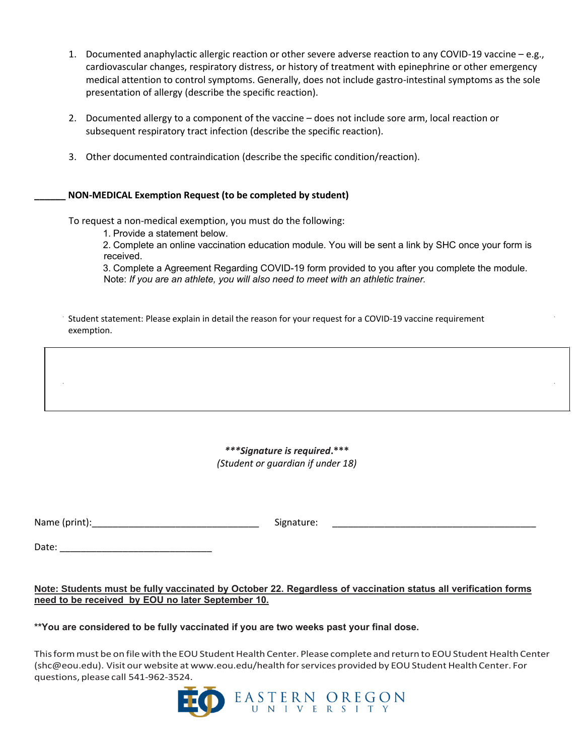1. Documented anaphylactic allergic reaction or other severe adverse reaction to any COVID-19 vaccine – e.g., cardiovascular changes, respiratory distress, or history of treatment with epinephrine or other emergency medical attention to control symptoms. Generally, does not include gastro-intestinal symptoms as the sole presentation of allergy (describe the specific reaction).

2. Documented allergy to a component of the vaccine – does not include sore arm, local reaction or subsequent respiratory tract infection (describe the specific reaction).

3. Other documented contraindication (describe the specific condition/reaction).

**______ NON-MEDICAL Exemption Request (to be completed by student)**

To request a non-medical exemption, you must do the following:

1. Provide a statement below.
2. Complete an online vaccination education module. You will be sent a link by SHC once your form is received.
3. Complete a Agreement Regarding COVID-19 form provided to you after you complete the module.

Note: *If you are an athlete, you will also need to meet with an athletic trainer.*

Student statement: Please explain in detail the reason for your request for a COVID-19 vaccine requirement exemption.

***\*\*\*Signature is required.\*\*\****
*(Student or guardian if under 18)*

Name (print):________________________________ Signature: ________________________________________

Date: ______________________________

**Note: Students must be fully vaccinated by October 22. Regardless of vaccination status all verification forms need to be received by EOU no later September 10.**

**\*\*You are considered to be fully vaccinated if you are two weeks past your final dose.**

This form must be on file with the EOU Student Health Center. Please complete and return to EOU Student Health Center (shc@eou.edu). Visit our website at www.eou.edu/health for services provided by EOU Student Health Center. For questions, please call 541-962-3524.

EASTERN OREGON UNIVERSITY